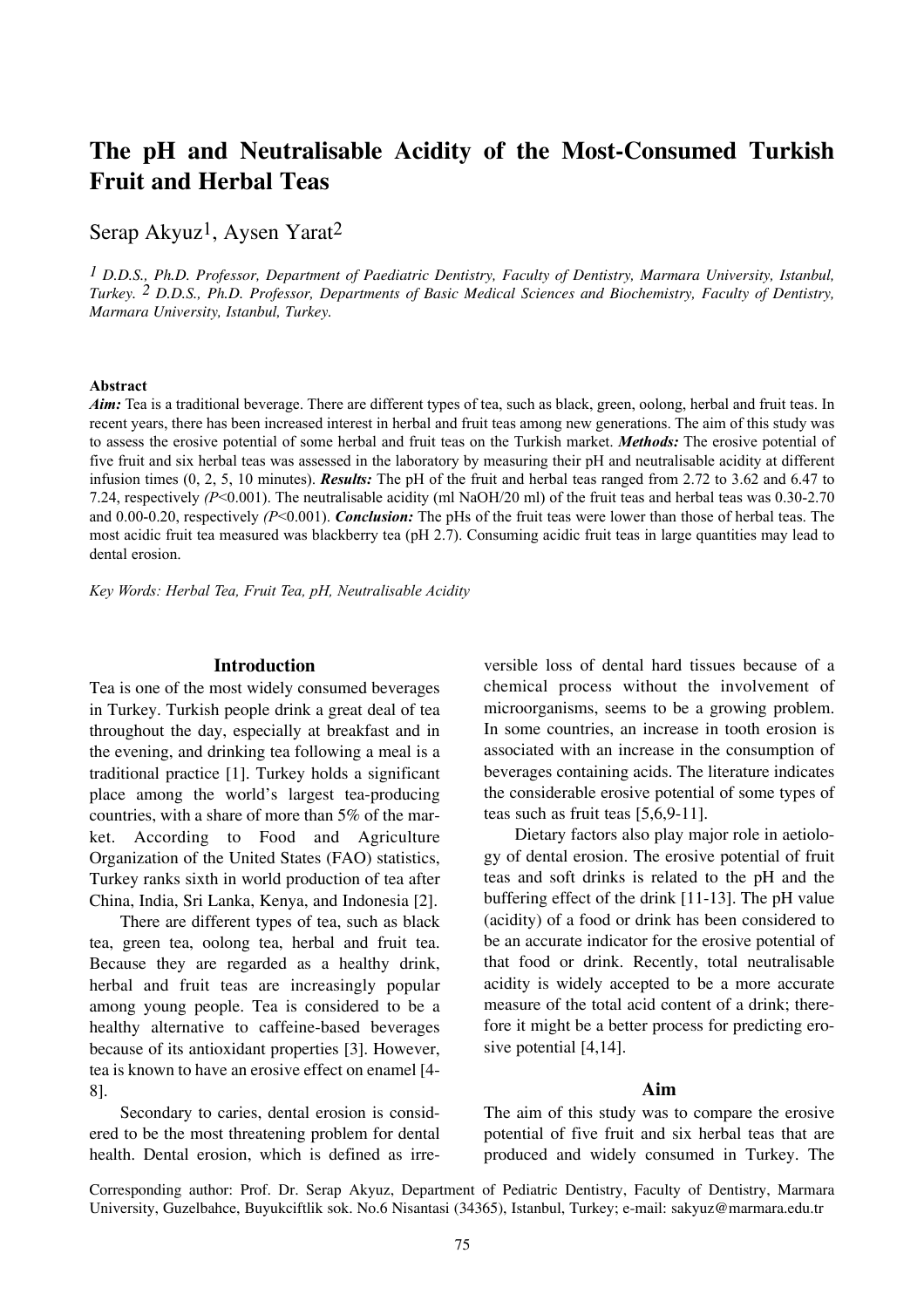# The pH and Neutralisable Acidity of the Most-Consumed Turkish Fruit and Herbal Teas

Serap Akyuz[1], Aysen Yarat[2]

*[1] D.D.S., Ph.D. Professor, Department of Paediatric Dentistry, Faculty of Dentistry, Marmara University, Istanbul, Turkey. [2] D.D.S., Ph.D. Professor, Departments of Basic Medical Sciences and Biochemistry, Faculty of Dentistry, Marmara University, Istanbul, Turkey.*

**Abstract**

***Aim:*** Tea is a traditional beverage. There are different types of tea, such as black, green, oolong, herbal and fruit teas. In recent years, there has been increased interest in herbal and fruit teas among new generations. The aim of this study was to assess the erosive potential of some herbal and fruit teas on the Turkish market. ***Methods:*** The erosive potential of five fruit and six herbal teas was assessed in the laboratory by measuring their pH and neutralisable acidity at different infusion times (0, 2, 5, 10 minutes). ***Results:*** The pH of the fruit and herbal teas ranged from 2.72 to 3.62 and 6.47 to 7.24, respectively *(P*<0.001). The neutralisable acidity (ml NaOH/20 ml) of the fruit teas and herbal teas was 0.30-2.70 and 0.00-0.20, respectively *(P*<0.001). ***Conclusion:*** The pHs of the fruit teas were lower than those of herbal teas. The most acidic fruit tea measured was blackberry tea (pH 2.7). Consuming acidic fruit teas in large quantities may lead to dental erosion.

*Key Words: Herbal Tea, Fruit Tea, pH, Neutralisable Acidity*

## Introduction

Tea is one of the most widely consumed beverages in Turkey. Turkish people drink a great deal of tea throughout the day, especially at breakfast and in the evening, and drinking tea following a meal is a traditional practice [1]. Turkey holds a significant place among the world's largest tea-producing countries, with a share of more than 5% of the market. According to Food and Agriculture Organization of the United States (FAO) statistics, Turkey ranks sixth in world production of tea after China, India, Sri Lanka, Kenya, and Indonesia [2].

There are different types of tea, such as black tea, green tea, oolong tea, herbal and fruit tea. Because they are regarded as a healthy drink, herbal and fruit teas are increasingly popular among young people. Tea is considered to be a healthy alternative to caffeine-based beverages because of its antioxidant properties [3]. However, tea is known to have an erosive effect on enamel [4-8].

Secondary to caries, dental erosion is considered to be the most threatening problem for dental health. Dental erosion, which is defined as irreversible loss of dental hard tissues because of a chemical process without the involvement of microorganisms, seems to be a growing problem. In some countries, an increase in tooth erosion is associated with an increase in the consumption of beverages containing acids. The literature indicates the considerable erosive potential of some types of teas such as fruit teas [5,6,9-11].

Dietary factors also play major role in aetiology of dental erosion. The erosive potential of fruit teas and soft drinks is related to the pH and the buffering effect of the drink [11-13]. The pH value (acidity) of a food or drink has been considered to be an accurate indicator for the erosive potential of that food or drink. Recently, total neutralisable acidity is widely accepted to be a more accurate measure of the total acid content of a drink; therefore it might be a better process for predicting erosive potential [4,14].

## Aim

The aim of this study was to compare the erosive potential of five fruit and six herbal teas that are produced and widely consumed in Turkey. The

Corresponding author: Prof. Dr. Serap Akyuz, Department of Pediatric Dentistry, Faculty of Dentistry, Marmara University, Guzelbahce, Buyukciftlik sok. No.6 Nisantasi (34365), Istanbul, Turkey; e-mail: sakyuz@marmara.edu.tr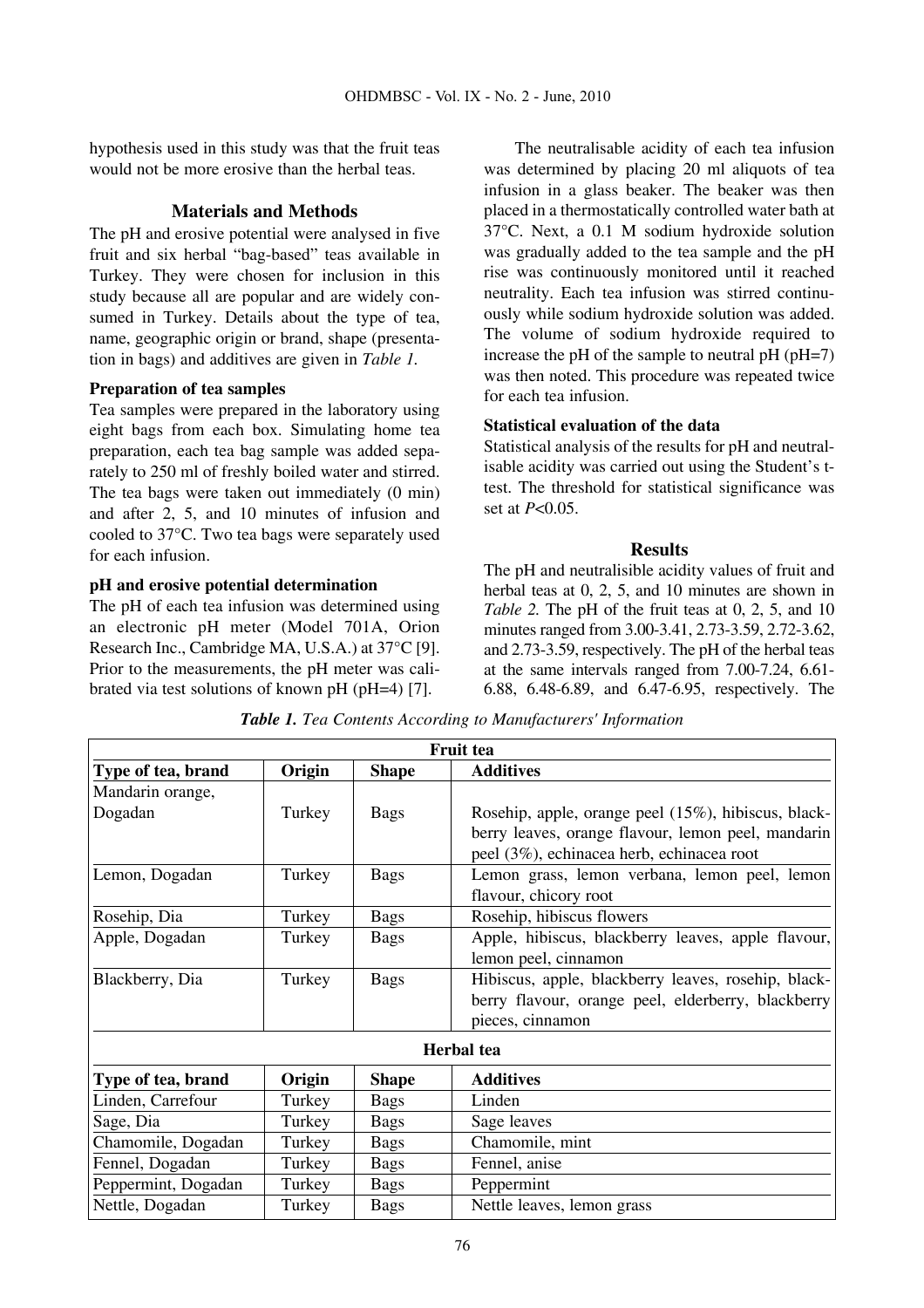hypothesis used in this study was that the fruit teas would not be more erosive than the herbal teas.

## Materials and Methods

The pH and erosive potential were analysed in five fruit and six herbal "bag-based" teas available in Turkey. They were chosen for inclusion in this study because all are popular and are widely consumed in Turkey. Details about the type of tea, name, geographic origin or brand, shape (presentation in bags) and additives are given in *Table 1*.

### Preparation of tea samples

Tea samples were prepared in the laboratory using eight bags from each box. Simulating home tea preparation, each tea bag sample was added separately to 250 ml of freshly boiled water and stirred. The tea bags were taken out immediately (0 min) and after 2, 5, and 10 minutes of infusion and cooled to 37°C. Two tea bags were separately used for each infusion.

### pH and erosive potential determination

The pH of each tea infusion was determined using an electronic pH meter (Model 701A, Orion Research Inc., Cambridge MA, U.S.A.) at 37°C [9]. Prior to the measurements, the pH meter was calibrated via test solutions of known pH (pH=4) [7].

The neutralisable acidity of each tea infusion was determined by placing 20 ml aliquots of tea infusion in a glass beaker. The beaker was then placed in a thermostatically controlled water bath at 37°C. Next, a 0.1 M sodium hydroxide solution was gradually added to the tea sample and the pH rise was continuously monitored until it reached neutrality. Each tea infusion was stirred continuously while sodium hydroxide solution was added. The volume of sodium hydroxide required to increase the pH of the sample to neutral pH (pH=7) was then noted. This procedure was repeated twice for each tea infusion.

### Statistical evaluation of the data

Statistical analysis of the results for pH and neutralisable acidity was carried out using the Student's t-test. The threshold for statistical significance was set at $P<0.05$.

## Results

The pH and neutralisible acidity values of fruit and herbal teas at 0, 2, 5, and 10 minutes are shown in *Table 2*. The pH of the fruit teas at 0, 2, 5, and 10 minutes ranged from 3.00-3.41, 2.73-3.59, 2.72-3.62, and 2.73-3.59, respectively. The pH of the herbal teas at the same intervals ranged from 7.00-7.24, 6.61-6.88, 6.48-6.89, and 6.47-6.95, respectively. The

*Table 1. Tea Contents According to Manufacturers' Information*

| Fruit tea | | | |
|---|---|---|---|
| **Type of tea, brand** | **Origin** | **Shape** | **Additives** |
| Mandarin orange, Dogadan | Turkey | Bags | Rosehip, apple, orange peel (15%), hibiscus, blackberry leaves, orange flavour, lemon peel, mandarin peel (3%), echinacea herb, echinacea root |
| Lemon, Dogadan | Turkey | Bags | Lemon grass, lemon verbana, lemon peel, lemon flavour, chicory root |
| Rosehip, Dia | Turkey | Bags | Rosehip, hibiscus flowers |
| Apple, Dogadan | Turkey | Bags | Apple, hibiscus, blackberry leaves, apple flavour, lemon peel, cinnamon |
| Blackberry, Dia | Turkey | Bags | Hibiscus, apple, blackberry leaves, rosehip, blackberry flavour, orange peel, elderberry, blackberry pieces, cinnamon |
| **Herbal tea** | | | |
| **Type of tea, brand** | **Origin** | **Shape** | **Additives** |
| Linden, Carrefour | Turkey | Bags | Linden |
| Sage, Dia | Turkey | Bags | Sage leaves |
| Chamomile, Dogadan | Turkey | Bags | Chamomile, mint |
| Fennel, Dogadan | Turkey | Bags | Fennel, anise |
| Peppermint, Dogadan | Turkey | Bags | Peppermint |
| Nettle, Dogadan | Turkey | Bags | Nettle leaves, lemon grass |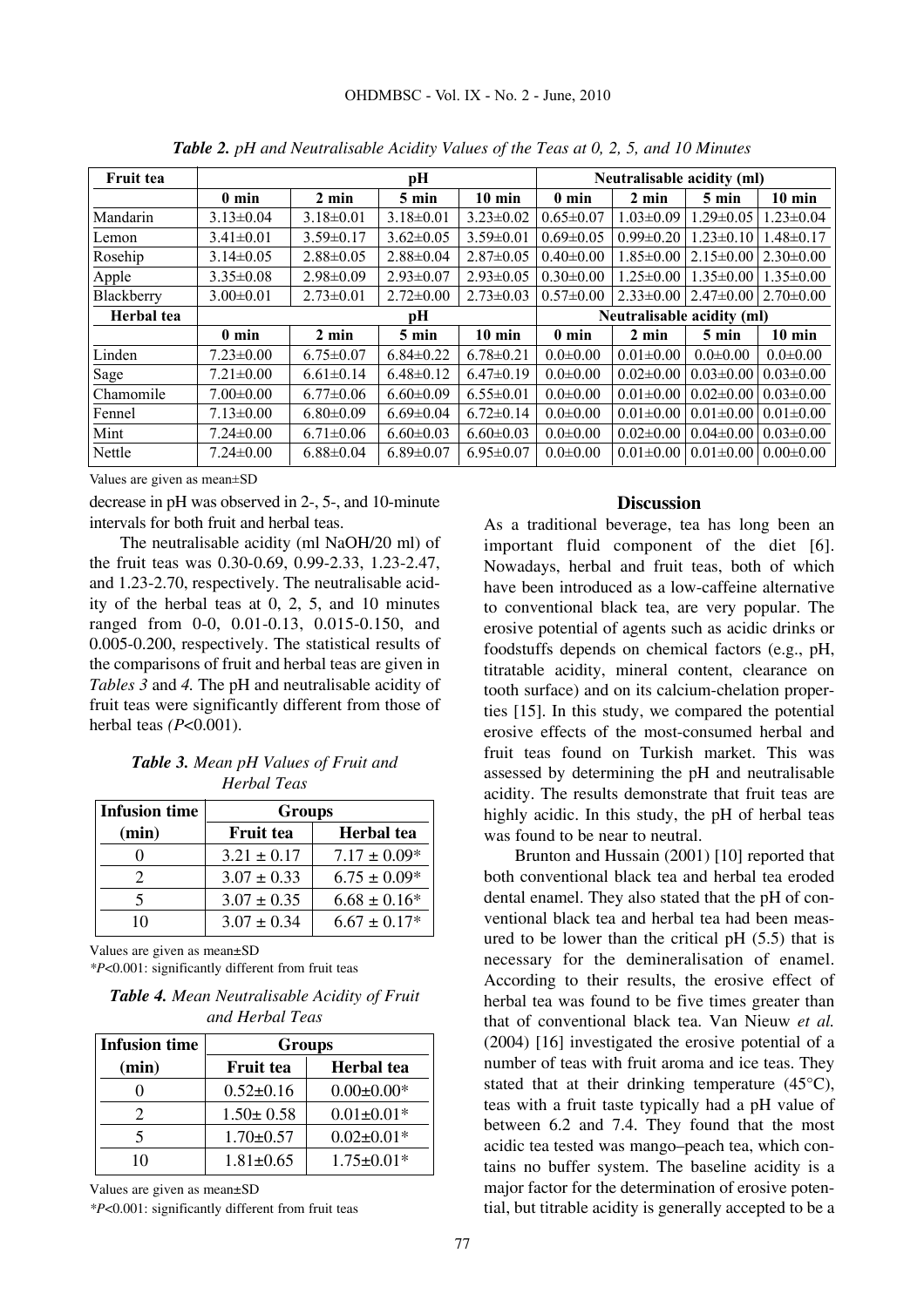*Table 2. pH and Neutralisable Acidity Values of the Teas at 0, 2, 5, and 10 Minutes*

| Fruit tea | pH | | | | Neutralisable acidity (ml) | | | |
|---|---|---|---|---|---|---|---|---|
| | 0 min | 2 min | 5 min | 10 min | 0 min | 2 min | 5 min | 10 min |
| Mandarin | 3.13±0.04 | 3.18±0.01 | 3.18±0.01 | 3.23±0.02 | 0.65±0.07 | 1.03±0.09 | 1.29±0.05 | 1.23±0.04 |
| Lemon | 3.41±0.01 | 3.59±0.17 | 3.62±0.05 | 3.59±0.01 | 0.69±0.05 | 0.99±0.20 | 1.23±0.10 | 1.48±0.17 |
| Rosehip | 3.14±0.05 | 2.88±0.05 | 2.88±0.04 | 2.87±0.05 | 0.40±0.00 | 1.85±0.00 | 2.15±0.00 | 2.30±0.00 |
| Apple | 3.35±0.08 | 2.98±0.09 | 2.93±0.07 | 2.93±0.05 | 0.30±0.00 | 1.25±0.00 | 1.35±0.00 | 1.35±0.00 |
| Blackberry | 3.00±0.01 | 2.73±0.01 | 2.72±0.00 | 2.73±0.03 | 0.57±0.00 | 2.33±0.00 | 2.47±0.00 | 2.70±0.00 |
| **Herbal tea** | **pH** | | | | **Neutralisable acidity (ml)** | | | |
| | 0 min | 2 min | 5 min | 10 min | 0 min | 2 min | 5 min | 10 min |
| Linden | 7.23±0.00 | 6.75±0.07 | 6.84±0.22 | 6.78±0.21 | 0.0±0.00 | 0.01±0.00 | 0.0±0.00 | 0.0±0.00 |
| Sage | 7.21±0.00 | 6.61±0.14 | 6.48±0.12 | 6.47±0.19 | 0.0±0.00 | 0.02±0.00 | 0.03±0.00 | 0.03±0.00 |
| Chamomile | 7.00±0.00 | 6.77±0.06 | 6.60±0.09 | 6.55±0.01 | 0.0±0.00 | 0.01±0.00 | 0.02±0.00 | 0.03±0.00 |
| Fennel | 7.13±0.00 | 6.80±0.09 | 6.69±0.04 | 6.72±0.14 | 0.0±0.00 | 0.01±0.00 | 0.01±0.00 | 0.01±0.00 |
| Mint | 7.24±0.00 | 6.71±0.06 | 6.60±0.03 | 6.60±0.03 | 0.0±0.00 | 0.02±0.00 | 0.04±0.00 | 0.03±0.00 |
| Nettle | 7.24±0.00 | 6.88±0.04 | 6.89±0.07 | 6.95±0.07 | 0.0±0.00 | 0.01±0.00 | 0.01±0.00 | 0.00±0.00 |

Values are given as mean±SD

decrease in pH was observed in 2-, 5-, and 10-minute intervals for both fruit and herbal teas.

The neutralisable acidity (ml NaOH/20 ml) of the fruit teas was 0.30-0.69, 0.99-2.33, 1.23-2.47, and 1.23-2.70, respectively. The neutralisable acidity of the herbal teas at 0, 2, 5, and 10 minutes ranged from 0-0, 0.01-0.13, 0.015-0.150, and 0.005-0.200, respectively. The statistical results of the comparisons of fruit and herbal teas are given in *Tables 3* and *4.* The pH and neutralisable acidity of fruit teas were significantly different from those of herbal teas *(P*<0.001).

*Table 3. Mean pH Values of Fruit and Herbal Teas*

| Infusion time (min) | Groups | |
|---|---|---|
| | Fruit tea | Herbal tea |
| 0 | 3.21 ± 0.17 | 7.17 ± 0.09* |
| 2 | 3.07 ± 0.33 | 6.75 ± 0.09* |
| 5 | 3.07 ± 0.35 | 6.68 ± 0.16* |
| 10 | 3.07 ± 0.34 | 6.67 ± 0.17* |

Values are given as mean±SD

*$P$<0.001: significantly different from fruit teas

*Table 4. Mean Neutralisable Acidity of Fruit and Herbal Teas*

| Infusion time (min) | Groups | |
|---|---|---|
| | Fruit tea | Herbal tea |
| 0 | 0.52±0.16 | 0.00±0.00* |
| 2 | 1.50± 0.58 | 0.01±0.01* |
| 5 | 1.70±0.57 | 0.02±0.01* |
| 10 | 1.81±0.65 | 1.75±0.01* |

Values are given as mean±SD

*$P$<0.001: significantly different from fruit teas

## Discussion

As a traditional beverage, tea has long been an important fluid component of the diet [6]. Nowadays, herbal and fruit teas, both of which have been introduced as a low-caffeine alternative to conventional black tea, are very popular. The erosive potential of agents such as acidic drinks or foodstuffs depends on chemical factors (e.g., pH, titratable acidity, mineral content, clearance on tooth surface) and on its calcium-chelation properties [15]. In this study, we compared the potential erosive effects of the most-consumed herbal and fruit teas found on Turkish market. This was assessed by determining the pH and neutralisable acidity. The results demonstrate that fruit teas are highly acidic. In this study, the pH of herbal teas was found to be near to neutral.

Brunton and Hussain (2001) [10] reported that both conventional black tea and herbal tea eroded dental enamel. They also stated that the pH of conventional black tea and herbal tea had been measured to be lower than the critical pH (5.5) that is necessary for the demineralisation of enamel. According to their results, the erosive effect of herbal tea was found to be five times greater than that of conventional black tea. Van Nieuw *et al.* (2004) [16] investigated the erosive potential of a number of teas with fruit aroma and ice teas. They stated that at their drinking temperature (45°C), teas with a fruit taste typically had a pH value of between 6.2 and 7.4. They found that the most acidic tea tested was mango–peach tea, which contains no buffer system. The baseline acidity is a major factor for the determination of erosive potential, but titrable acidity is generally accepted to be a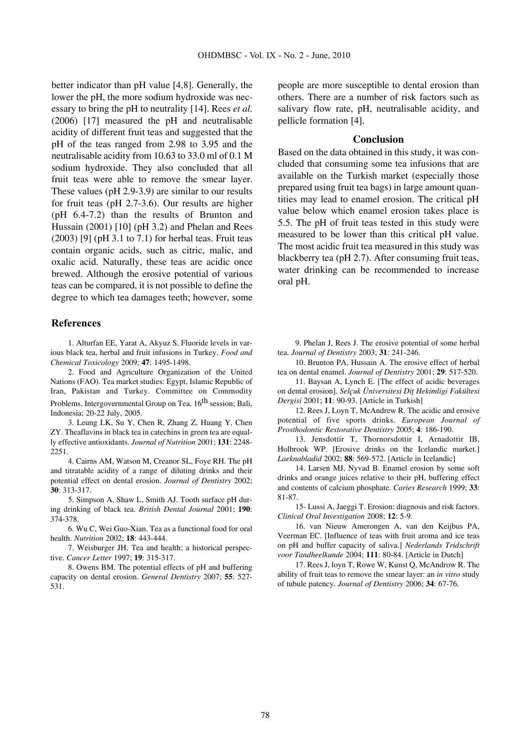better indicator than pH value [4,8]. Generally, the lower the pH, the more sodium hydroxide was necessary to bring the pH to neutrality [14]. Rees *et al.* (2006) [17] measured the pH and neutralisable acidity of different fruit teas and suggested that the pH of the teas ranged from 2.98 to 3.95 and the neutralisable acidity from 10.63 to 33.0 ml of 0.1 M sodium hydroxide. They also concluded that all fruit teas were able to remove the smear layer. These values (pH 2.9-3.9) are similar to our results for fruit teas (pH 2.7-3.6). Our results are higher (pH 6.4-7.2) than the results of Brunton and Hussain (2001) [10] (pH 3.2) and Phelan and Rees (2003) [9] (pH 3.1 to 7.1) for herbal teas. Fruit teas contain organic acids, such as citric, malic, and oxalic acid. Naturally, these teas are acidic once brewed. Although the erosive potential of various teas can be compared, it is not possible to define the degree to which tea damages teeth; however, some people are more susceptible to dental erosion than others. There are a number of risk factors such as salivary flow rate, pH, neutralisable acidity, and pellicle formation [4].

## Conclusion

Based on the data obtained in this study, it was concluded that consuming some tea infusions that are available on the Turkish market (especially those prepared using fruit tea bags) in large amount quantities may lead to enamel erosion. The critical pH value below which enamel erosion takes place is 5.5. The pH of fruit teas tested in this study were measured to be lower than this critical pH value. The most acidic fruit tea measured in this study was blackberry tea (pH 2.7). After consuming fruit teas, water drinking can be recommended to increase oral pH.

## References

1. Alturfan EE, Yarat A, Akyuz S. Fluoride levels in various black tea, herbal and fruit infusions in Turkey. *Food and Chemical Toxicology* 2009; **47**: 1495-1498.

2. Food and Agriculture Organization of the United Nations (FAO). Tea market studies: Egypt, Islamic Republic of Iran, Pakistan and Turkey. Committee on Commodity Problems. Intergovernmental Group on Tea. 16th session; Bali, Indonesia; 20-22 July, 2005.

3. Leung LK, Su Y, Chen R, Zhang Z, Huang Y, Chen ZY. Theaflavins in black tea in catechins in green tea are equally effective antioxidants. *Journal of Nutrition* 2001; **131**: 2248-2251.

4. Cairns AM, Watson M, Creanor SL, Foye RH. The pH and titratable acidity of a range of diluting drinks and their potential effect on dental erosion. *Journal of Dentistry* 2002; **30**: 313-317.

5. Simpson A, Shaw L, Smith AJ. Tooth surface pH during drinking of black tea. *British Dental Journal* 2001; **190**: 374-378.

6. Wu C, Wei Guo-Xian. Tea as a functional food for oral health. *Nutrition* 2002; **18**: 443-444.

7. Weisburger JH. Tea and health: a historical perspective. *Cancer Letter* 1997; **19**: 315-317.

8. Owens BM. The potential effects of pH and buffering capacity on dental erosion. *General Dentistry* 2007; **55**: 527-531.

9. Phelan J, Rees J. The erosive potential of some herbal tea. *Journal of Dentistry* 2003; **31**: 241-246.

10. Brunton PA, Hussain A. The erosive effect of herbal tea on dental enamel. *Journal of Dentistry* 2001; **29**: 517-520.

11. Baysan A, Lynch E. [The effect of acidic beverages on dental erosion]. *Selçuk Üniversitesi Diş Hekimligi Fakültesi Dergisi* 2001; **11**: 90-93. [Article in Turkish]

12. Rees J, Loyn T, McAndrew R. The acidic and erosive potential of five sports drinks. *European Journal of Prosthodontic Restorative Dentistry* 2005; **4**: 186-190.

13. Jensdottir T, Thornorsdottir I, Arnadottir IB, Holbrook WP. [Erosive drinks on the Icelandic market.] *Laeknabladid* 2002; **88**: 569-572. [Article in Icelandic]

14. Larsen MJ, Nyvad B. Enamel erosion by some soft drinks and orange juices relative to their pH, buffering effect and contents of calcium phosphate. *Caries Research* 1999; **33**: 81-87.

15- Lussi A, Jaeggi T. Erosion: diagnosis and risk factors. *Clinical Oral Investigation* 2008; **12**: 5-9.

16. van Nieuw Amerongen A, van den Keijbus PA, Veerman EC. [Influence of teas with fruit aroma and ice teas on pH and buffer capacity of saliva.] *Nederlands Tridschrift voor Tandheelkunde* 2004; **111**: 80-84. [Article in Dutch]

17. Rees J, loyn T, Rowe W, Kunst Q, McAndrow R. The ability of fruit teas to remove the smear layer: an *in vitro* study of tubule patency. *Journal of Dentistry* 2006; **34**: 67-76.